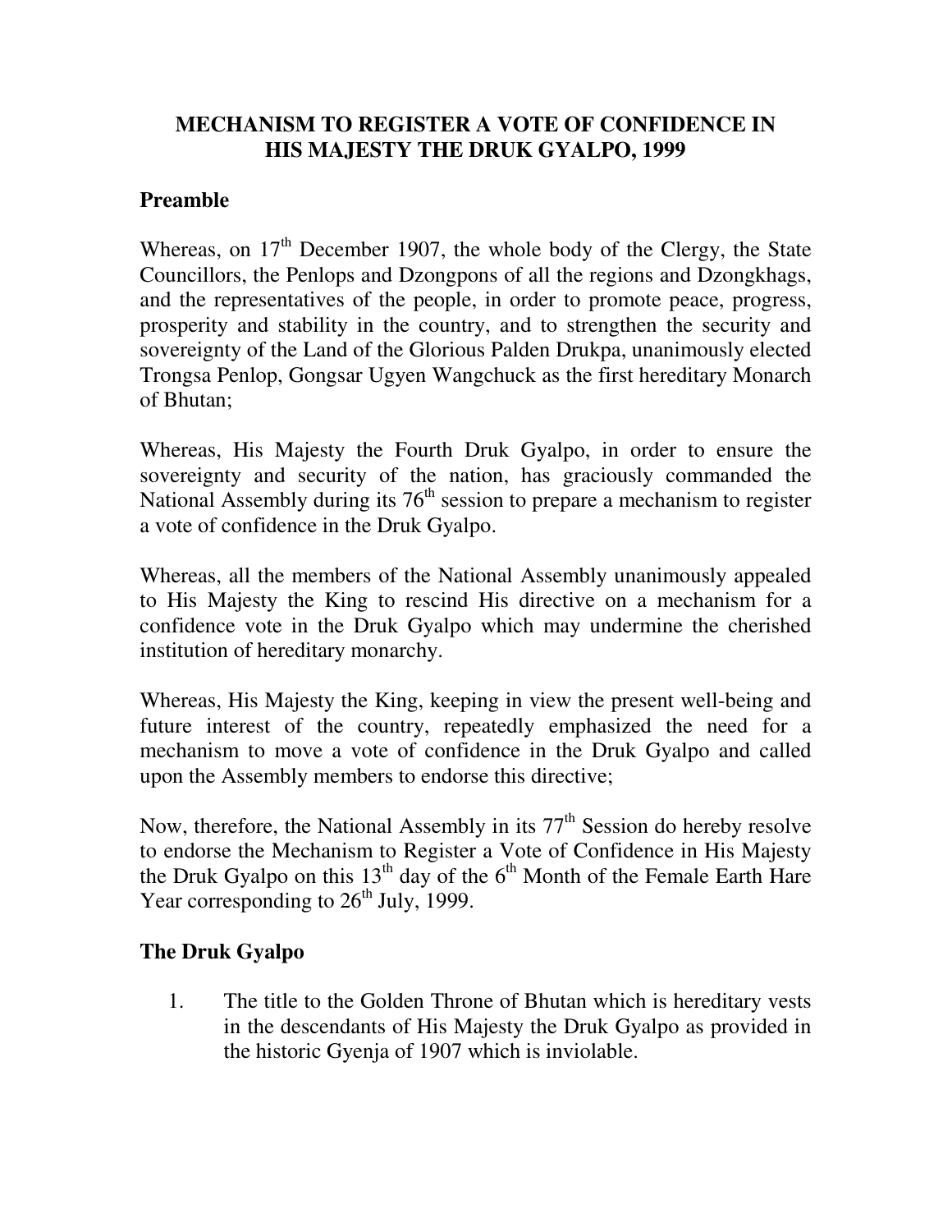# MECHANISM TO REGISTER A VOTE OF CONFIDENCE IN HIS MAJESTY THE DRUK GYALPO, 1999

## Preamble

Whereas, on 17th December 1907, the whole body of the Clergy, the State Councillors, the Penlops and Dzongpons of all the regions and Dzongkhags, and the representatives of the people, in order to promote peace, progress, prosperity and stability in the country, and to strengthen the security and sovereignty of the Land of the Glorious Palden Drukpa, unanimously elected Trongsa Penlop, Gongsar Ugyen Wangchuck as the first hereditary Monarch of Bhutan;

Whereas, His Majesty the Fourth Druk Gyalpo, in order to ensure the sovereignty and security of the nation, has graciously commanded the National Assembly during its 76th session to prepare a mechanism to register a vote of confidence in the Druk Gyalpo.

Whereas, all the members of the National Assembly unanimously appealed to His Majesty the King to rescind His directive on a mechanism for a confidence vote in the Druk Gyalpo which may undermine the cherished institution of hereditary monarchy.

Whereas, His Majesty the King, keeping in view the present well-being and future interest of the country, repeatedly emphasized the need for a mechanism to move a vote of confidence in the Druk Gyalpo and called upon the Assembly members to endorse this directive;

Now, therefore, the National Assembly in its 77th Session do hereby resolve to endorse the Mechanism to Register a Vote of Confidence in His Majesty the Druk Gyalpo on this 13th day of the 6th Month of the Female Earth Hare Year corresponding to 26th July, 1999.

## The Druk Gyalpo

1. The title to the Golden Throne of Bhutan which is hereditary vests in the descendants of His Majesty the Druk Gyalpo as provided in the historic Gyenja of 1907 which is inviolable.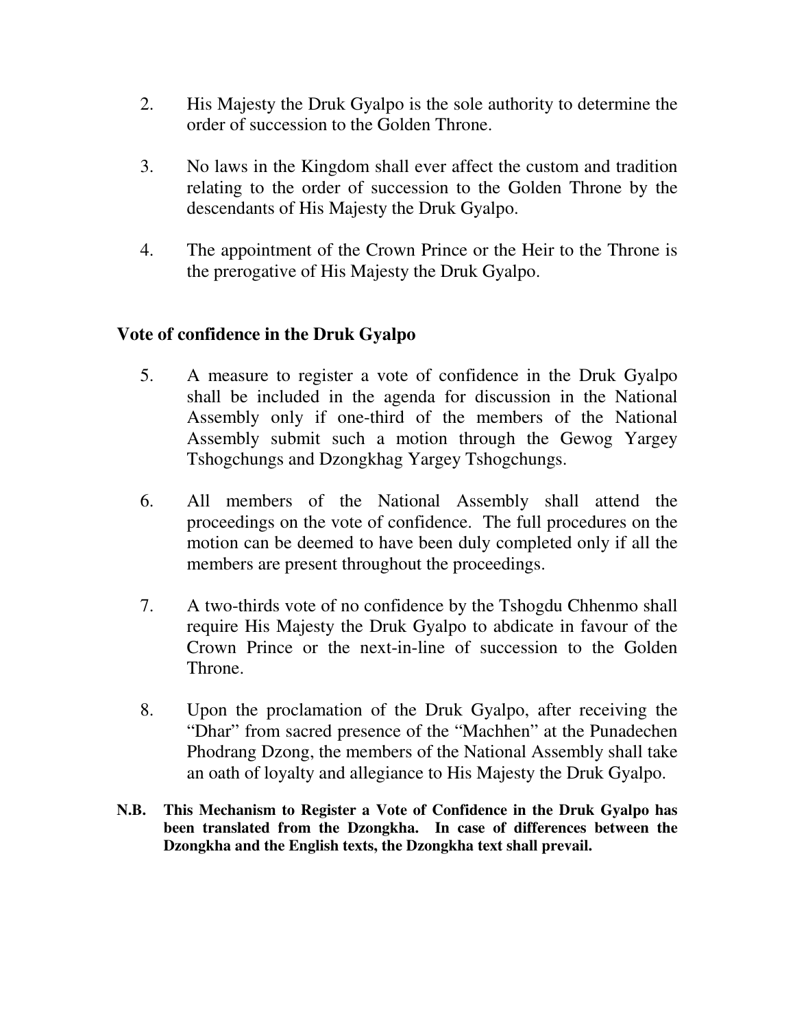2. His Majesty the Druk Gyalpo is the sole authority to determine the order of succession to the Golden Throne.

3. No laws in the Kingdom shall ever affect the custom and tradition relating to the order of succession to the Golden Throne by the descendants of His Majesty the Druk Gyalpo.

4. The appointment of the Crown Prince or the Heir to the Throne is the prerogative of His Majesty the Druk Gyalpo.

## Vote of confidence in the Druk Gyalpo

5. A measure to register a vote of confidence in the Druk Gyalpo shall be included in the agenda for discussion in the National Assembly only if one-third of the members of the National Assembly submit such a motion through the Gewog Yargey Tshogchungs and Dzongkhag Yargey Tshogchungs.

6. All members of the National Assembly shall attend the proceedings on the vote of confidence. The full procedures on the motion can be deemed to have been duly completed only if all the members are present throughout the proceedings.

7. A two-thirds vote of no confidence by the Tshogdu Chhenmo shall require His Majesty the Druk Gyalpo to abdicate in favour of the Crown Prince or the next-in-line of succession to the Golden Throne.

8. Upon the proclamation of the Druk Gyalpo, after receiving the "Dhar" from sacred presence of the "Machhen" at the Punadechen Phodrang Dzong, the members of the National Assembly shall take an oath of loyalty and allegiance to His Majesty the Druk Gyalpo.

**N.B. This Mechanism to Register a Vote of Confidence in the Druk Gyalpo has been translated from the Dzongkha. In case of differences between the Dzongkha and the English texts, the Dzongkha text shall prevail.**